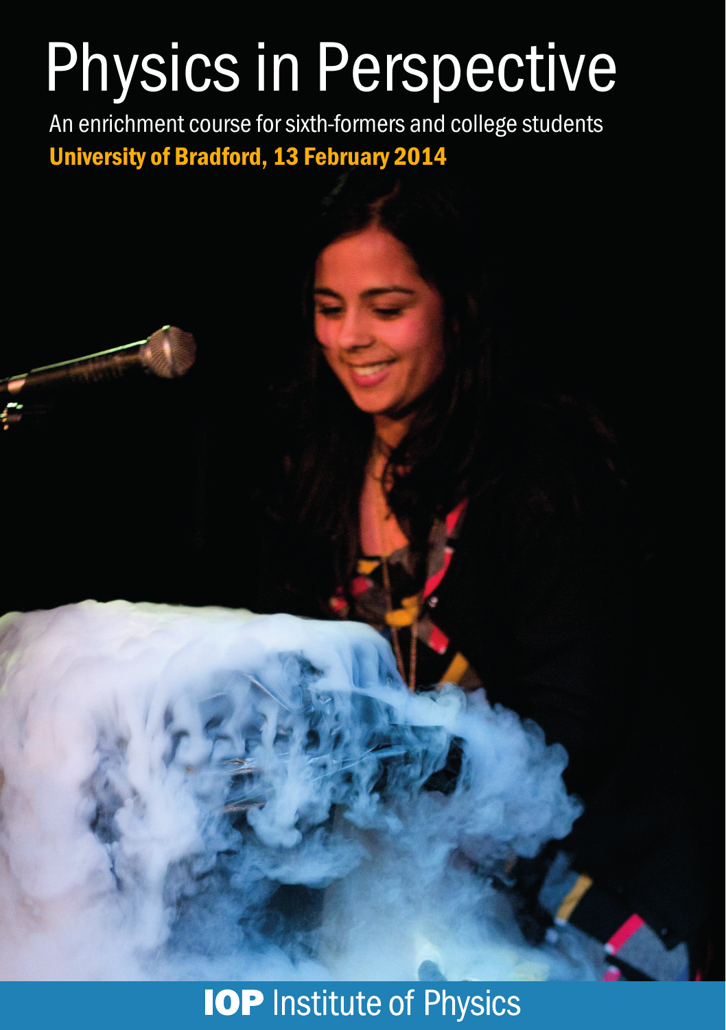# Physics in Perspective

An enrichment course for sixth-formers and college students

**University of Bradford, 13 February 2014**

**IOP** Institute of Physics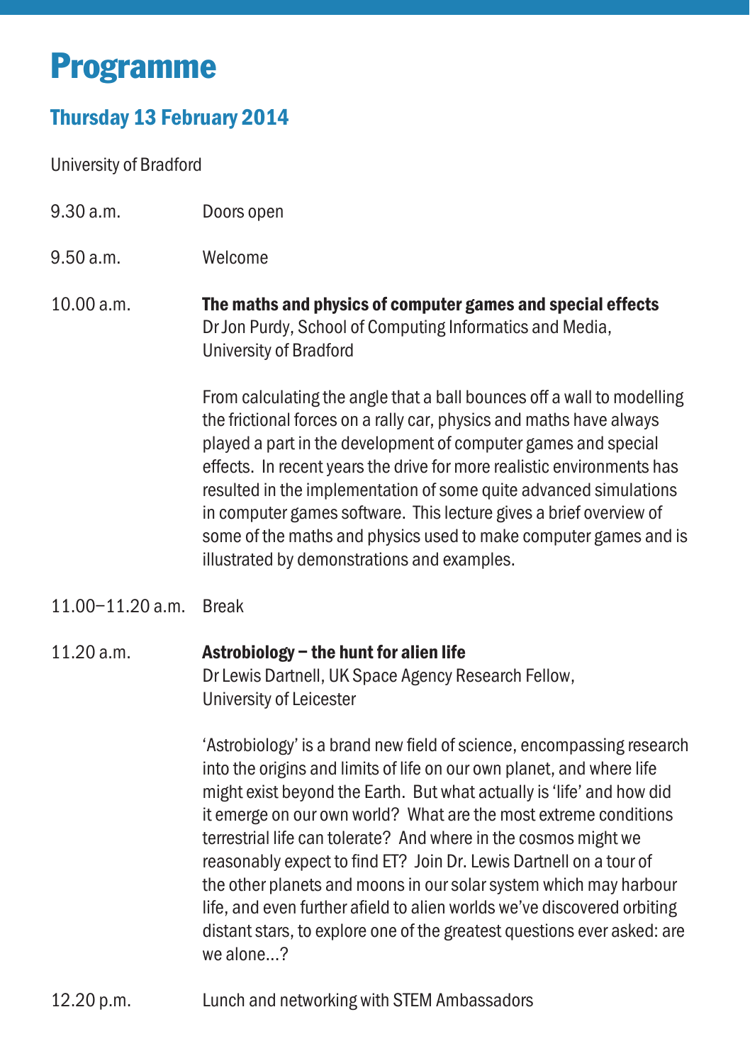# Programme

## Thursday 13 February 2014

University of Bradford

| | |
|---|---|
| 9.30 a.m. | Doors open |
| 9.50 a.m. | Welcome |

10.00 a.m. **The maths and physics of computer games and special effects**
Dr Jon Purdy, School of Computing Informatics and Media, University of Bradford

From calculating the angle that a ball bounces off a wall to modelling the frictional forces on a rally car, physics and maths have always played a part in the development of computer games and special effects. In recent years the drive for more realistic environments has resulted in the implementation of some quite advanced simulations in computer games software. This lecture gives a brief overview of some of the maths and physics used to make computer games and is illustrated by demonstrations and examples.

11.00–11.20 a.m. Break

11.20 a.m. **Astrobiology – the hunt for alien life**
Dr Lewis Dartnell, UK Space Agency Research Fellow, University of Leicester

'Astrobiology' is a brand new field of science, encompassing research into the origins and limits of life on our own planet, and where life might exist beyond the Earth. But what actually is 'life' and how did it emerge on our own world? What are the most extreme conditions terrestrial life can tolerate? And where in the cosmos might we reasonably expect to find ET? Join Dr. Lewis Dartnell on a tour of the other planets and moons in our solar system which may harbour life, and even further afield to alien worlds we've discovered orbiting distant stars, to explore one of the greatest questions ever asked: are we alone...?

12.20 p.m. Lunch and networking with STEM Ambassadors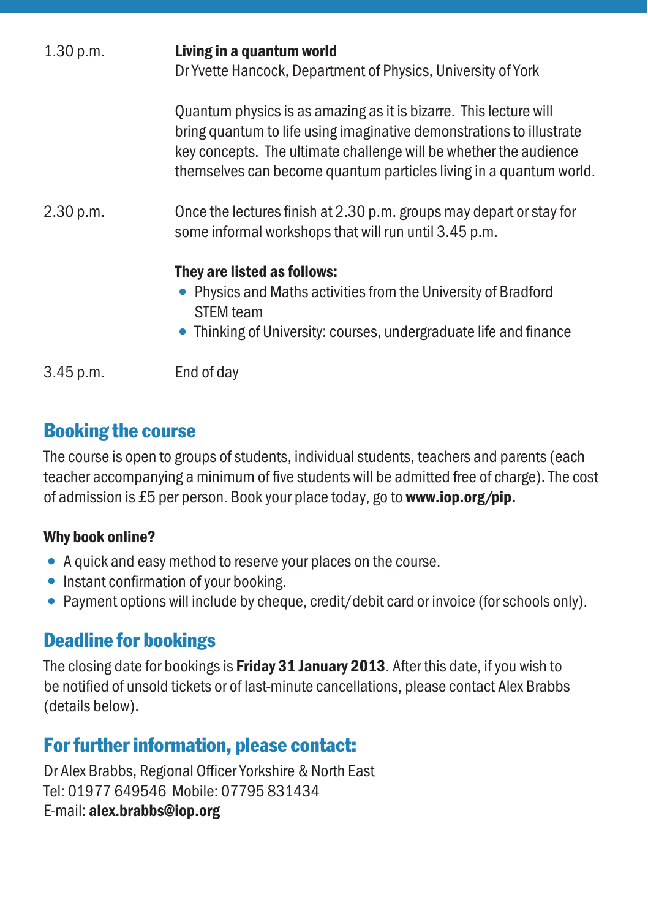1.30 p.m. **Living in a quantum world**
Dr Yvette Hancock, Department of Physics, University of York

Quantum physics is as amazing as it is bizarre. This lecture will bring quantum to life using imaginative demonstrations to illustrate key concepts. The ultimate challenge will be whether the audience themselves can become quantum particles living in a quantum world.

2.30 p.m. Once the lectures finish at 2.30 p.m. groups may depart or stay for some informal workshops that will run until 3.45 p.m.

**They are listed as follows:**

- Physics and Maths activities from the University of Bradford STEM team
- Thinking of University: courses, undergraduate life and finance

3.45 p.m. End of day

## Booking the course

The course is open to groups of students, individual students, teachers and parents (each teacher accompanying a minimum of five students will be admitted free of charge). The cost of admission is £5 per person. Book your place today, go to **www.iop.org/pip.**

**Why book online?**

- A quick and easy method to reserve your places on the course.
- Instant confirmation of your booking.
- Payment options will include by cheque, credit/debit card or invoice (for schools only).

## Deadline for bookings

The closing date for bookings is **Friday 31 January 2013**. After this date, if you wish to be notified of unsold tickets or of last-minute cancellations, please contact Alex Brabbs (details below).

## For further information, please contact:

Dr Alex Brabbs, Regional Officer Yorkshire & North East
Tel: 01977 649546 Mobile: 07795 831434
E-mail: **alex.brabbs@iop.org**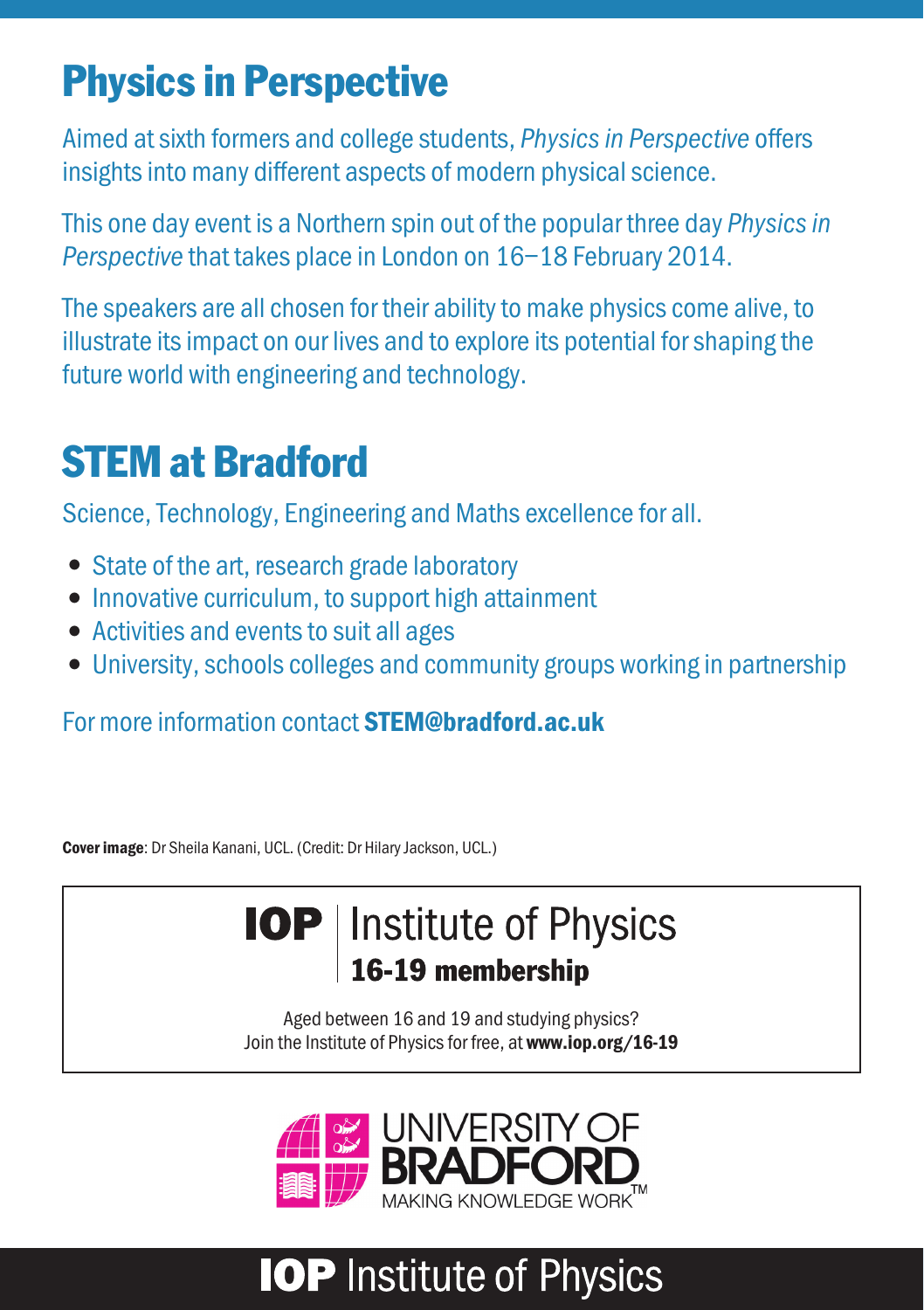# Physics in Perspective

Aimed at sixth formers and college students, *Physics in Perspective* offers insights into many different aspects of modern physical science.

This one day event is a Northern spin out of the popular three day *Physics in Perspective* that takes place in London on 16–18 February 2014.

The speakers are all chosen for their ability to make physics come alive, to illustrate its impact on our lives and to explore its potential for shaping the future world with engineering and technology.

# STEM at Bradford

Science, Technology, Engineering and Maths excellence for all.

- State of the art, research grade laboratory
- Innovative curriculum, to support high attainment
- Activities and events to suit all ages
- University, schools colleges and community groups working in partnership

For more information contact **STEM@bradford.ac.uk**

**Cover image**: Dr Sheila Kanani, UCL. (Credit: Dr Hilary Jackson, UCL.)

**IOP** Institute of Physics
**16-19 membership**

Aged between 16 and 19 and studying physics?
Join the Institute of Physics for free, at **www.iop.org/16-19**

UNIVERSITY OF BRADFORD
MAKING KNOWLEDGE WORK™

**IOP** Institute of Physics